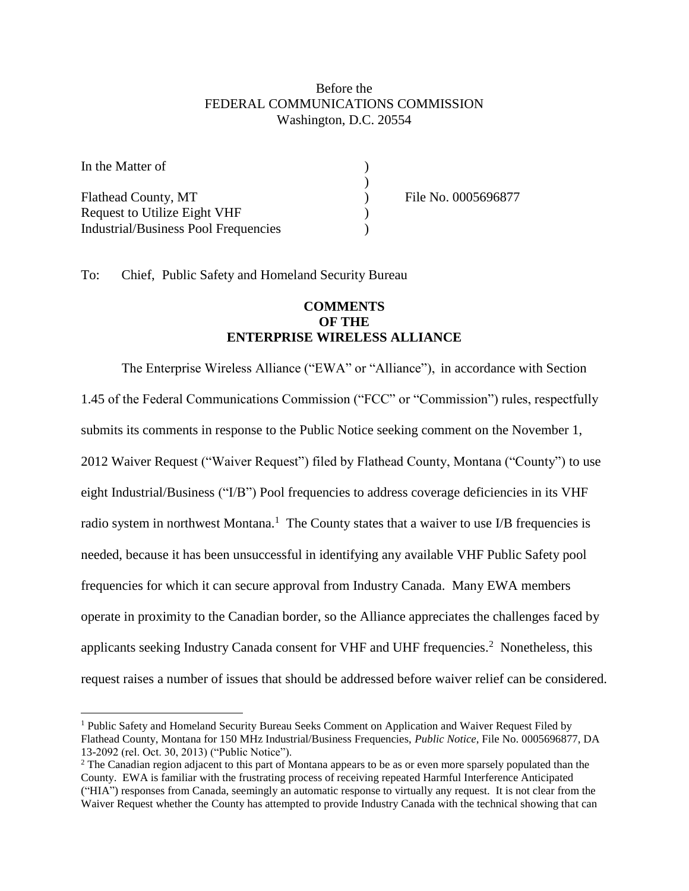Before the
FEDERAL COMMUNICATIONS COMMISSION
Washington, D.C. 20554

| | | |
|---|---|---|
| In the Matter of | ) | |
| | ) | |
| Flathead County, MT | ) | File No. 0005696877 |
| Request to Utilize Eight VHF | ) | |
| Industrial/Business Pool Frequencies | ) | |

To: Chief, Public Safety and Homeland Security Bureau

**COMMENTS
OF THE
ENTERPRISE WIRELESS ALLIANCE**

The Enterprise Wireless Alliance ("EWA" or "Alliance"), in accordance with Section 1.45 of the Federal Communications Commission ("FCC" or "Commission") rules, respectfully submits its comments in response to the Public Notice seeking comment on the November 1, 2012 Waiver Request ("Waiver Request") filed by Flathead County, Montana ("County") to use eight Industrial/Business ("I/B") Pool frequencies to address coverage deficiencies in its VHF radio system in northwest Montana.[1] The County states that a waiver to use I/B frequencies is needed, because it has been unsuccessful in identifying any available VHF Public Safety pool frequencies for which it can secure approval from Industry Canada. Many EWA members operate in proximity to the Canadian border, so the Alliance appreciates the challenges faced by applicants seeking Industry Canada consent for VHF and UHF frequencies.[2] Nonetheless, this request raises a number of issues that should be addressed before waiver relief can be considered.

[1] Public Safety and Homeland Security Bureau Seeks Comment on Application and Waiver Request Filed by Flathead County, Montana for 150 MHz Industrial/Business Frequencies, *Public Notice*, File No. 0005696877, DA 13-2092 (rel. Oct. 30, 2013) ("Public Notice").

[2] The Canadian region adjacent to this part of Montana appears to be as or even more sparsely populated than the County. EWA is familiar with the frustrating process of receiving repeated Harmful Interference Anticipated ("HIA") responses from Canada, seemingly an automatic response to virtually any request. It is not clear from the Waiver Request whether the County has attempted to provide Industry Canada with the technical showing that can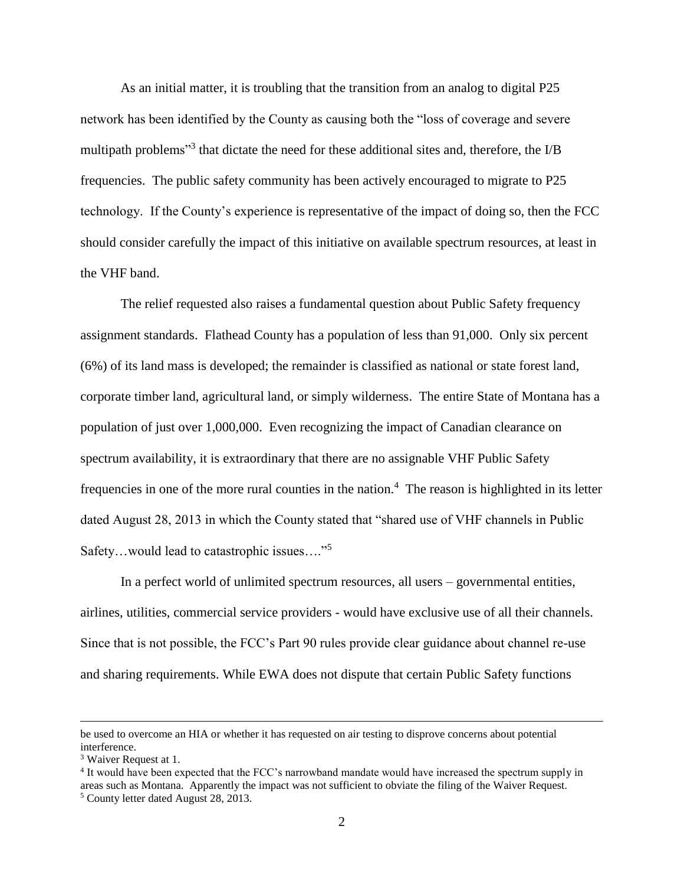As an initial matter, it is troubling that the transition from an analog to digital P25 network has been identified by the County as causing both the "loss of coverage and severe multipath problems"[3] that dictate the need for these additional sites and, therefore, the I/B frequencies. The public safety community has been actively encouraged to migrate to P25 technology. If the County's experience is representative of the impact of doing so, then the FCC should consider carefully the impact of this initiative on available spectrum resources, at least in the VHF band.

The relief requested also raises a fundamental question about Public Safety frequency assignment standards. Flathead County has a population of less than 91,000. Only six percent (6%) of its land mass is developed; the remainder is classified as national or state forest land, corporate timber land, agricultural land, or simply wilderness. The entire State of Montana has a population of just over 1,000,000. Even recognizing the impact of Canadian clearance on spectrum availability, it is extraordinary that there are no assignable VHF Public Safety frequencies in one of the more rural counties in the nation.[4] The reason is highlighted in its letter dated August 28, 2013 in which the County stated that "shared use of VHF channels in Public Safety…would lead to catastrophic issues…."[5]

In a perfect world of unlimited spectrum resources, all users – governmental entities, airlines, utilities, commercial service providers - would have exclusive use of all their channels. Since that is not possible, the FCC's Part 90 rules provide clear guidance about channel re-use and sharing requirements. While EWA does not dispute that certain Public Safety functions

---

be used to overcome an HIA or whether it has requested on air testing to disprove concerns about potential interference.

[3] Waiver Request at 1.

[4] It would have been expected that the FCC's narrowband mandate would have increased the spectrum supply in areas such as Montana. Apparently the impact was not sufficient to obviate the filing of the Waiver Request.

[5] County letter dated August 28, 2013.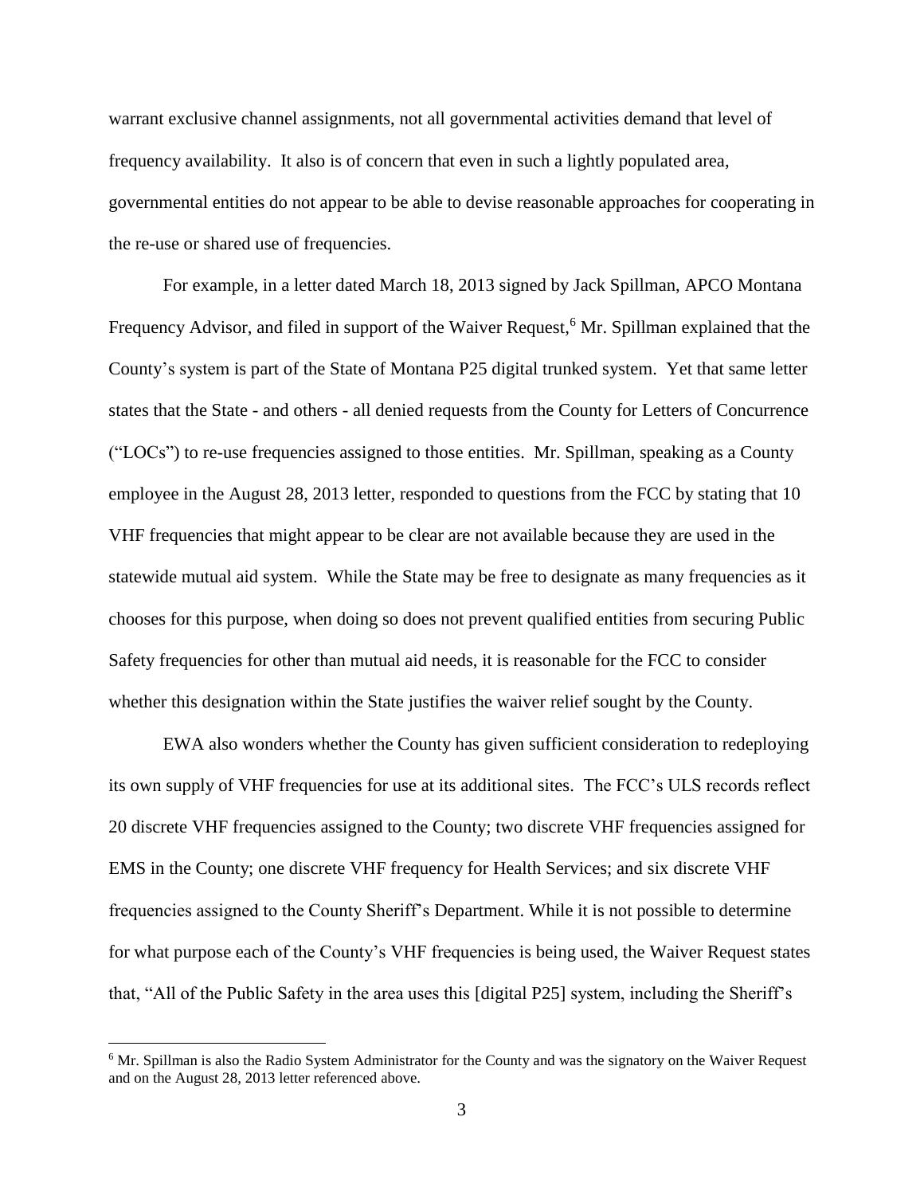warrant exclusive channel assignments, not all governmental activities demand that level of frequency availability. It also is of concern that even in such a lightly populated area, governmental entities do not appear to be able to devise reasonable approaches for cooperating in the re-use or shared use of frequencies.

For example, in a letter dated March 18, 2013 signed by Jack Spillman, APCO Montana Frequency Advisor, and filed in support of the Waiver Request,[6] Mr. Spillman explained that the County's system is part of the State of Montana P25 digital trunked system. Yet that same letter states that the State - and others - all denied requests from the County for Letters of Concurrence ("LOCs") to re-use frequencies assigned to those entities. Mr. Spillman, speaking as a County employee in the August 28, 2013 letter, responded to questions from the FCC by stating that 10 VHF frequencies that might appear to be clear are not available because they are used in the statewide mutual aid system. While the State may be free to designate as many frequencies as it chooses for this purpose, when doing so does not prevent qualified entities from securing Public Safety frequencies for other than mutual aid needs, it is reasonable for the FCC to consider whether this designation within the State justifies the waiver relief sought by the County.

EWA also wonders whether the County has given sufficient consideration to redeploying its own supply of VHF frequencies for use at its additional sites. The FCC's ULS records reflect 20 discrete VHF frequencies assigned to the County; two discrete VHF frequencies assigned for EMS in the County; one discrete VHF frequency for Health Services; and six discrete VHF frequencies assigned to the County Sheriff's Department. While it is not possible to determine for what purpose each of the County's VHF frequencies is being used, the Waiver Request states that, "All of the Public Safety in the area uses this [digital P25] system, including the Sheriff's

[6] Mr. Spillman is also the Radio System Administrator for the County and was the signatory on the Waiver Request and on the August 28, 2013 letter referenced above.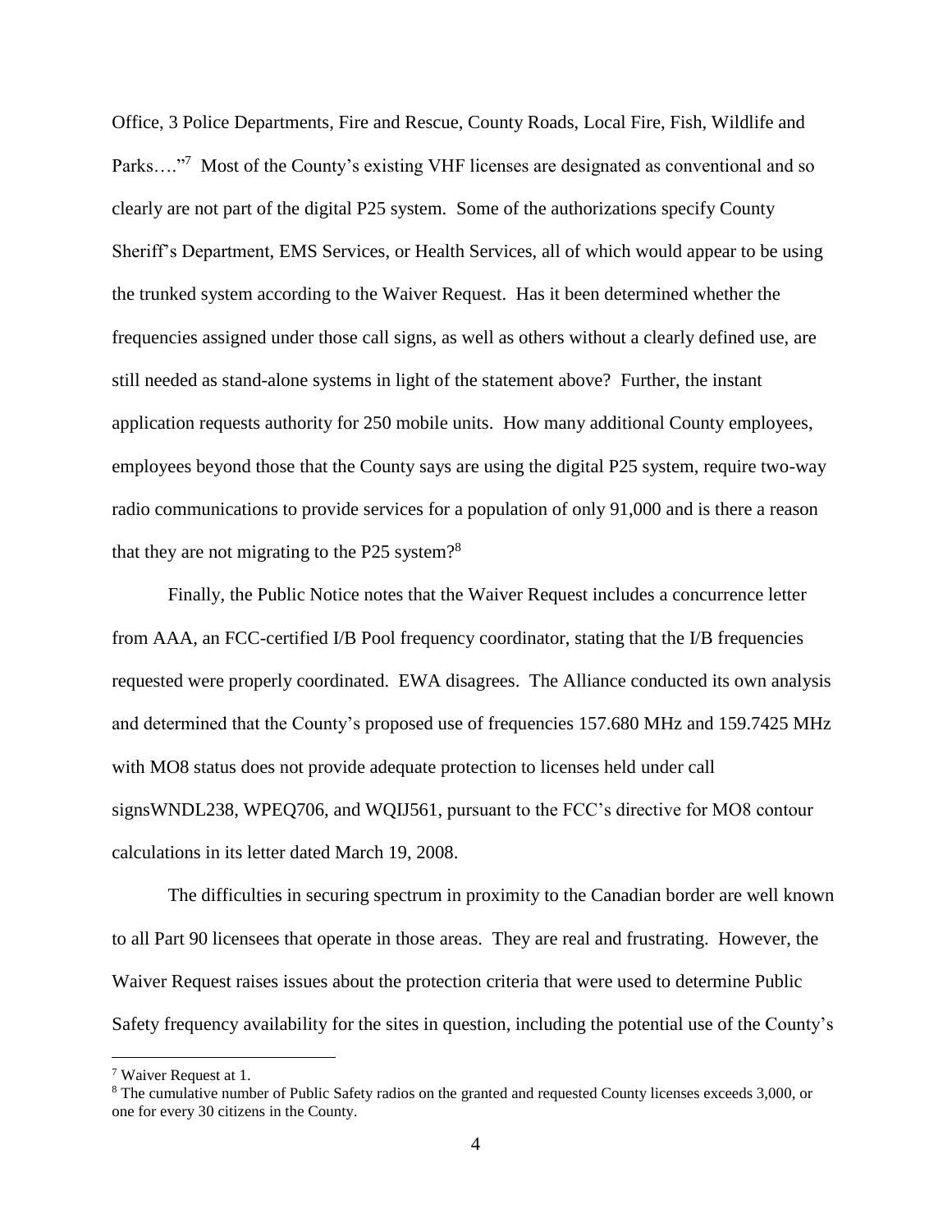Office, 3 Police Departments, Fire and Rescue, County Roads, Local Fire, Fish, Wildlife and Parks…."[7] Most of the County's existing VHF licenses are designated as conventional and so clearly are not part of the digital P25 system. Some of the authorizations specify County Sheriff's Department, EMS Services, or Health Services, all of which would appear to be using the trunked system according to the Waiver Request. Has it been determined whether the frequencies assigned under those call signs, as well as others without a clearly defined use, are still needed as stand-alone systems in light of the statement above? Further, the instant application requests authority for 250 mobile units. How many additional County employees, employees beyond those that the County says are using the digital P25 system, require two-way radio communications to provide services for a population of only 91,000 and is there a reason that they are not migrating to the P25 system?[8]

Finally, the Public Notice notes that the Waiver Request includes a concurrence letter from AAA, an FCC-certified I/B Pool frequency coordinator, stating that the I/B frequencies requested were properly coordinated. EWA disagrees. The Alliance conducted its own analysis and determined that the County's proposed use of frequencies 157.680 MHz and 159.7425 MHz with MO8 status does not provide adequate protection to licenses held under call signsWNDL238, WPEQ706, and WQIJ561, pursuant to the FCC's directive for MO8 contour calculations in its letter dated March 19, 2008.

The difficulties in securing spectrum in proximity to the Canadian border are well known to all Part 90 licensees that operate in those areas. They are real and frustrating. However, the Waiver Request raises issues about the protection criteria that were used to determine Public Safety frequency availability for the sites in question, including the potential use of the County's

---

[7] Waiver Request at 1.

[8] The cumulative number of Public Safety radios on the granted and requested County licenses exceeds 3,000, or one for every 30 citizens in the County.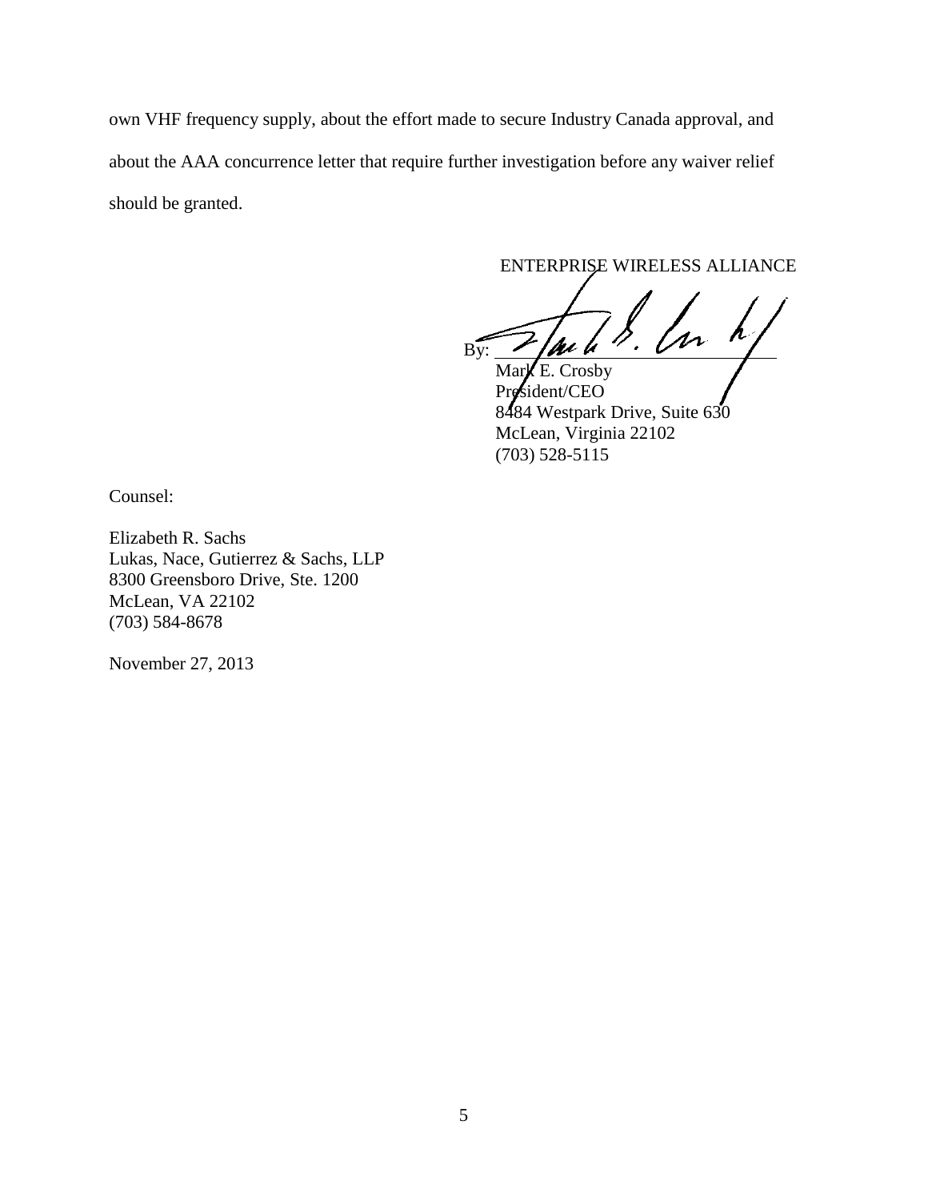own VHF frequency supply, about the effort made to secure Industry Canada approval, and about the AAA concurrence letter that require further investigation before any waiver relief should be granted.

ENTERPRISE WIRELESS ALLIANCE

By: ______________________________

Mark E. Crosby
President/CEO
8484 Westpark Drive, Suite 630
McLean, Virginia 22102
(703) 528-5115

Counsel:

Elizabeth R. Sachs
Lukas, Nace, Gutierrez & Sachs, LLP
8300 Greensboro Drive, Ste. 1200
McLean, VA 22102
(703) 584-8678

November 27, 2013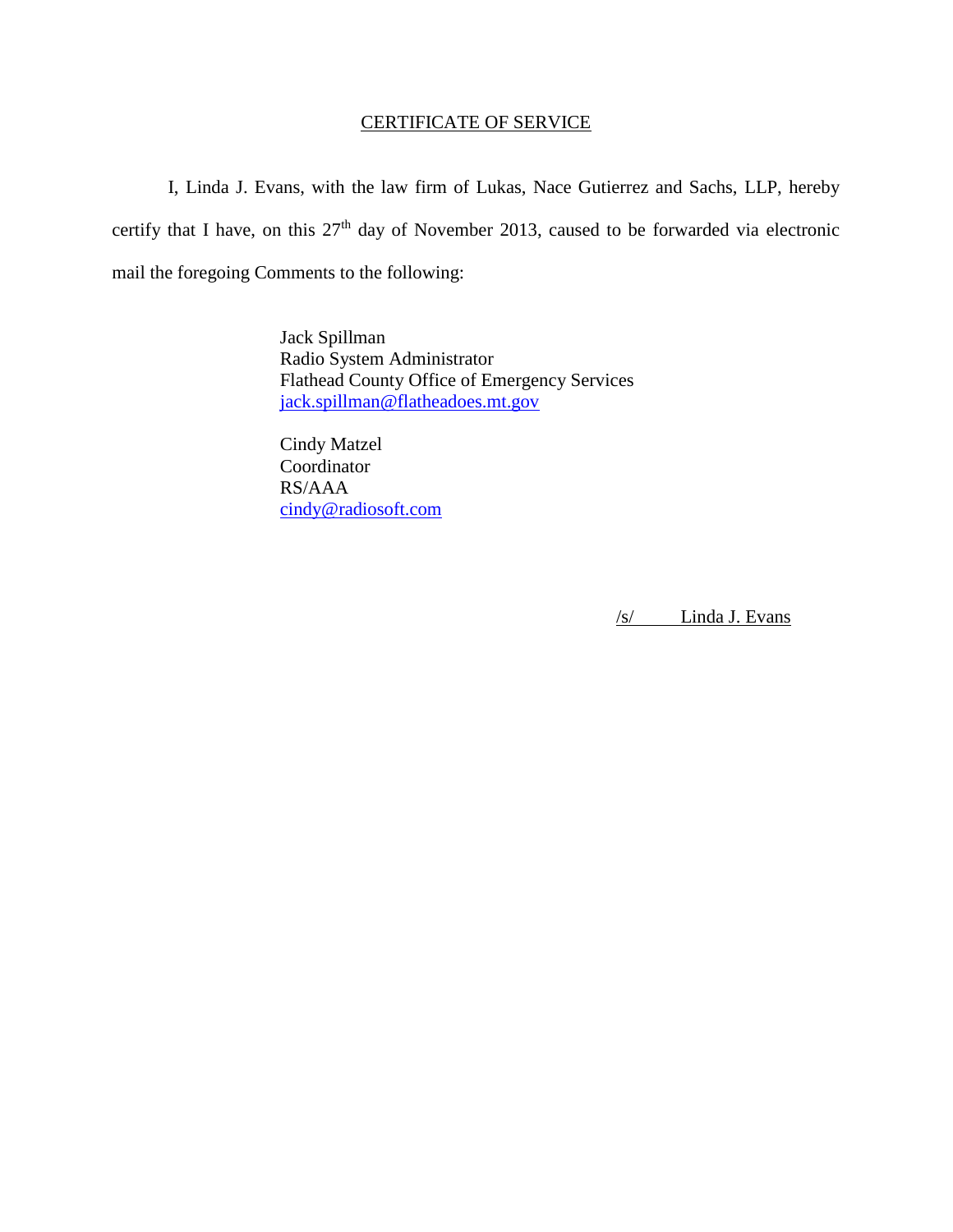# CERTIFICATE OF SERVICE

I, Linda J. Evans, with the law firm of Lukas, Nace Gutierrez and Sachs, LLP, hereby certify that I have, on this 27th day of November 2013, caused to be forwarded via electronic mail the foregoing Comments to the following:

Jack Spillman
Radio System Administrator
Flathead County Office of Emergency Services
jack.spillman@flatheadoes.mt.gov

Cindy Matzel
Coordinator
RS/AAA
cindy@radiosoft.com

/s/ Linda J. Evans